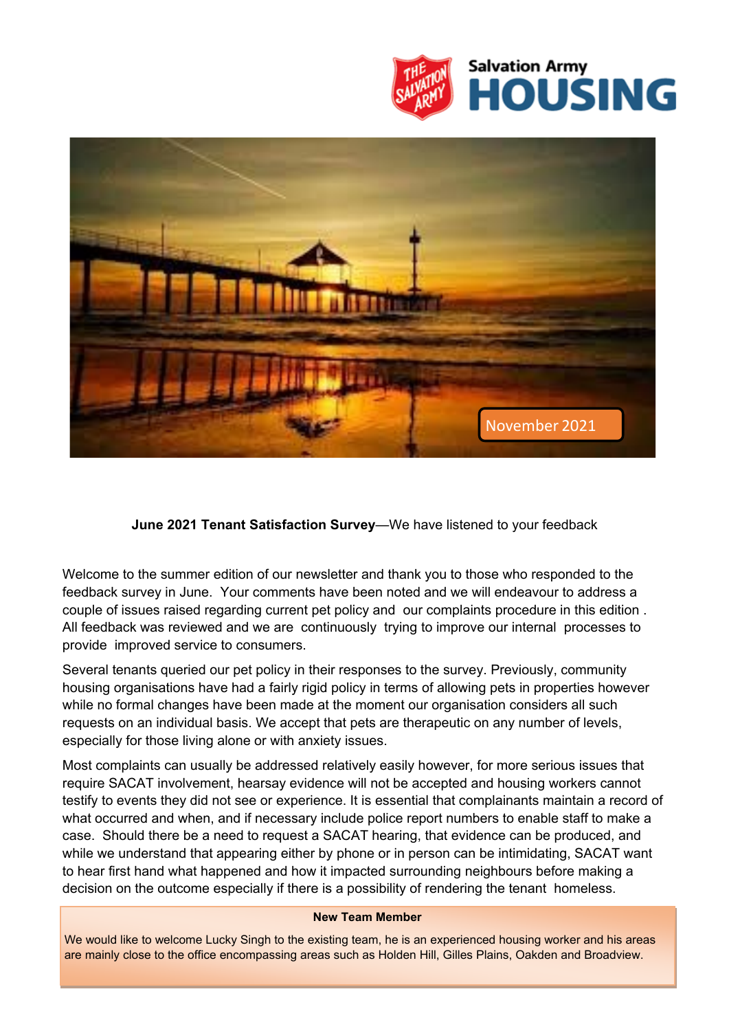Salvation Army

# HOUSING

November 2021

**June 2021 Tenant Satisfaction Survey**—We have listened to your feedback

Welcome to the summer edition of our newsletter and thank you to those who responded to the feedback survey in June. Your comments have been noted and we will endeavour to address a couple of issues raised regarding current pet policy and our complaints procedure in this edition . All feedback was reviewed and we are continuously trying to improve our internal processes to provide improved service to consumers.

Several tenants queried our pet policy in their responses to the survey. Previously, community housing organisations have had a fairly rigid policy in terms of allowing pets in properties however while no formal changes have been made at the moment our organisation considers all such requests on an individual basis. We accept that pets are therapeutic on any number of levels, especially for those living alone or with anxiety issues.

Most complaints can usually be addressed relatively easily however, for more serious issues that require SACAT involvement, hearsay evidence will not be accepted and housing workers cannot testify to events they did not see or experience. It is essential that complainants maintain a record of what occurred and when, and if necessary include police report numbers to enable staff to make a case. Should there be a need to request a SACAT hearing, that evidence can be produced, and while we understand that appearing either by phone or in person can be intimidating, SACAT want to hear first hand what happened and how it impacted surrounding neighbours before making a decision on the outcome especially if there is a possibility of rendering the tenant homeless.

**New Team Member**

We would like to welcome Lucky Singh to the existing team, he is an experienced housing worker and his areas are mainly close to the office encompassing areas such as Holden Hill, Gilles Plains, Oakden and Broadview.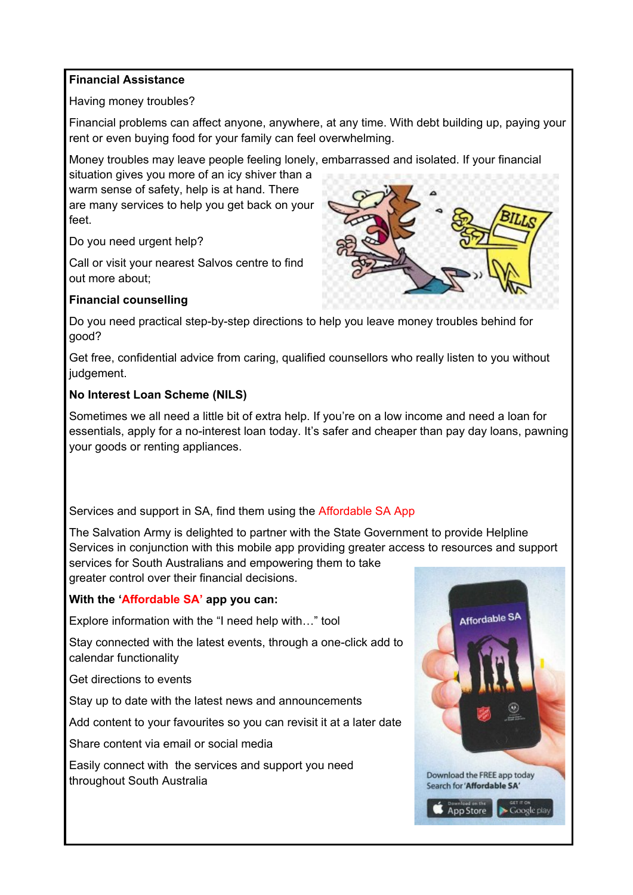**Financial Assistance**

Having money troubles?

Financial problems can affect anyone, anywhere, at any time. With debt building up, paying your rent or even buying food for your family can feel overwhelming.

Money troubles may leave people feeling lonely, embarrassed and isolated. If your financial situation gives you more of an icy shiver than a warm sense of safety, help is at hand. There are many services to help you get back on your feet.

Do you need urgent help?

Call or visit your nearest Salvos centre to find out more about;

**Financial counselling**

Do you need practical step-by-step directions to help you leave money troubles behind for good?

Get free, confidential advice from caring, qualified counsellors who really listen to you without judgement.

**No Interest Loan Scheme (NILS)**

Sometimes we all need a little bit of extra help. If you're on a low income and need a loan for essentials, apply for a no-interest loan today. It's safer and cheaper than pay day loans, pawning your goods or renting appliances.

Services and support in SA, find them using the Affordable SA App

The Salvation Army is delighted to partner with the State Government to provide Helpline Services in conjunction with this mobile app providing greater access to resources and support services for South Australians and empowering them to take greater control over their financial decisions.

**With the 'Affordable SA' app you can:**

Explore information with the "I need help with…" tool

Stay connected with the latest events, through a one-click add to calendar functionality

Get directions to events

Stay up to date with the latest news and announcements

Add content to your favourites so you can revisit it at a later date

Share content via email or social media

Easily connect with the services and support you need throughout South Australia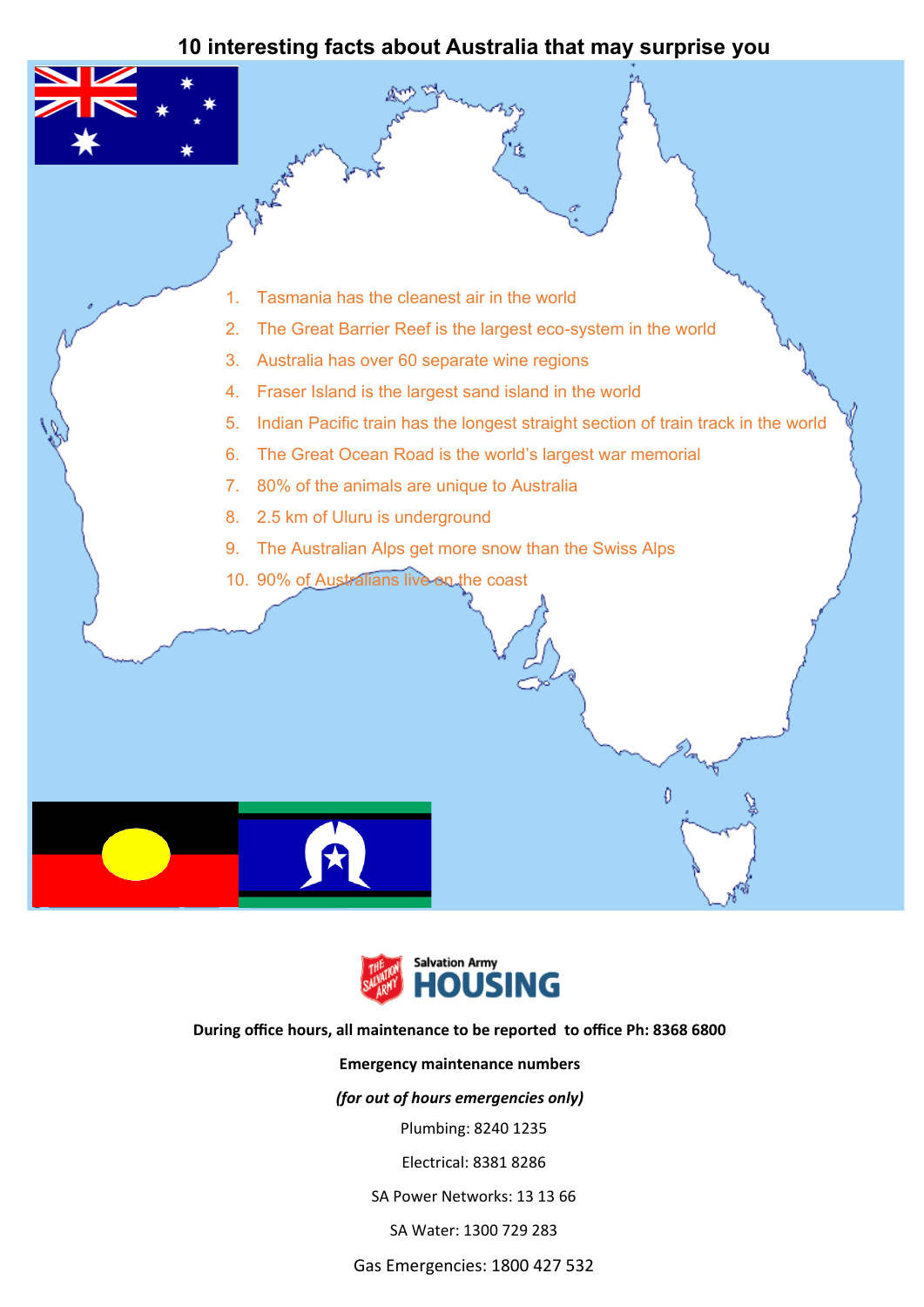# 10 interesting facts about Australia that may surprise you

1. Tasmania has the cleanest air in the world
2. The Great Barrier Reef is the largest eco-system in the world
3. Australia has over 60 separate wine regions
4. Fraser Island is the largest sand island in the world
5. Indian Pacific train has the longest straight section of train track in the world
6. The Great Ocean Road is the world's largest war memorial
7. 80% of the animals are unique to Australia
8. 2.5 km of Uluru is underground
9. The Australian Alps get more snow than the Swiss Alps
10. 90% of Australians live on the coast

Salvation Army HOUSING

**During office hours, all maintenance to be reported to office Ph: 8368 6800**

**Emergency maintenance numbers**

***(for out of hours emergencies only)***

Plumbing: 8240 1235

Electrical: 8381 8286

SA Power Networks: 13 13 66

SA Water: 1300 729 283

Gas Emergencies: 1800 427 532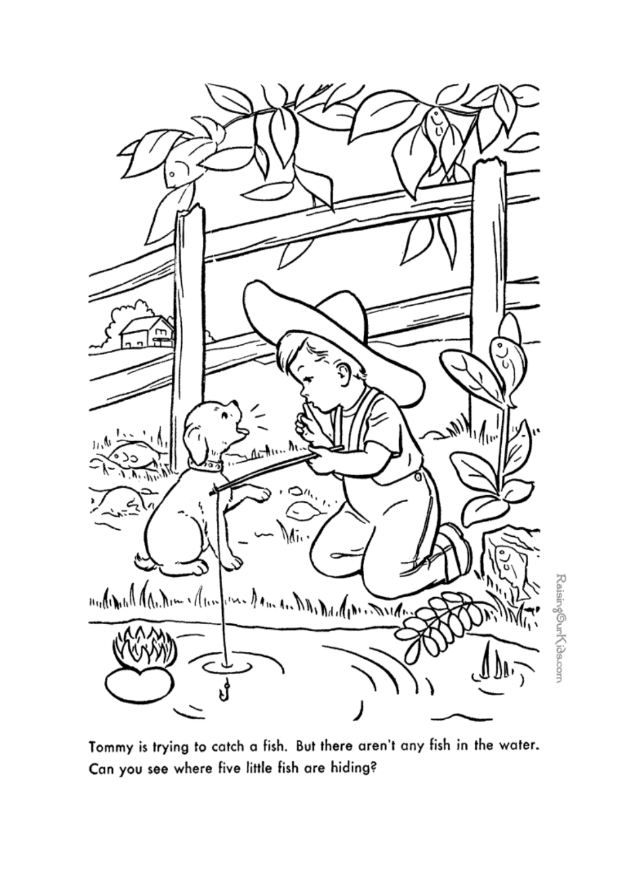Tommy is trying to catch a fish. But there aren't any fish in the water. Can you see where five little fish are hiding?